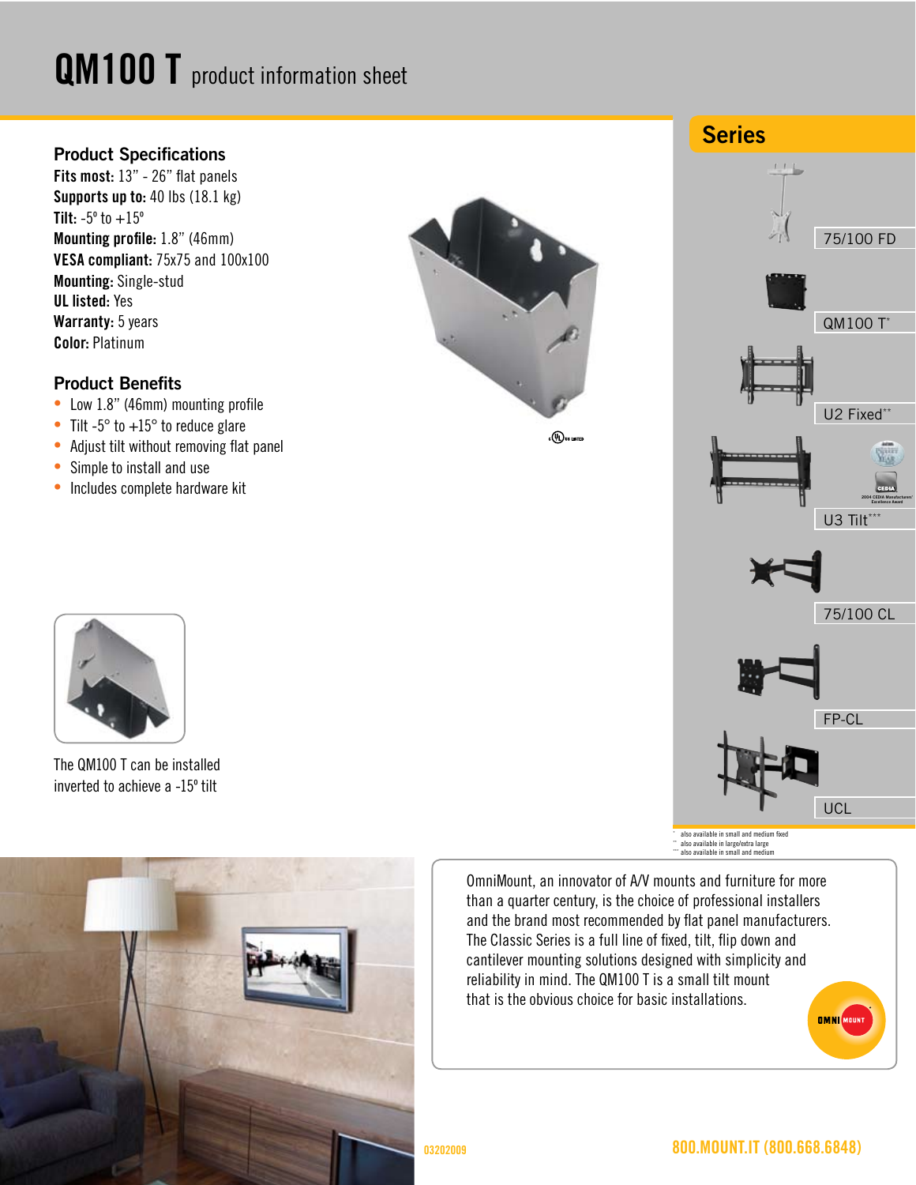# QM100 T product information sheet

## Product Specifications

**Fits most:** 13" - 26" flat panels
**Supports up to:** 40 lbs (18.1 kg)
**Tilt:** -5º to +15º
**Mounting profile:** 1.8" (46mm)
**VESA compliant:** 75x75 and 100x100
**Mounting:** Single-stud
**UL listed:** Yes
**Warranty:** 5 years
**Color:** Platinum

## Product Benefits

- Low 1.8" (46mm) mounting profile
- Tilt -5° to +15° to reduce glare
- Adjust tilt without removing flat panel
- Simple to install and use
- Includes complete hardware kit

The QM100 T can be installed inverted to achieve a -15º tilt

## Series

- 75/100 FD
- QM100 T*
- U2 Fixed**
- U3 Tilt***
- 75/100 CL
- FP-CL
- UCL

2004 CEDIA Manufacturers' Excellence Award

\* also available in small and medium fixed
\*\* also available in large/extra large
\*\*\* also available in small and medium

OmniMount, an innovator of A/V mounts and furniture for more than a quarter century, is the choice of professional installers and the brand most recommended by flat panel manufacturers. The Classic Series is a full line of fixed, tilt, flip down and cantilever mounting solutions designed with simplicity and reliability in mind. The QM100 T is a small tilt mount that is the obvious choice for basic installations.

OMNIMOUNT

03202009

800.MOUNT.IT (800.668.6848)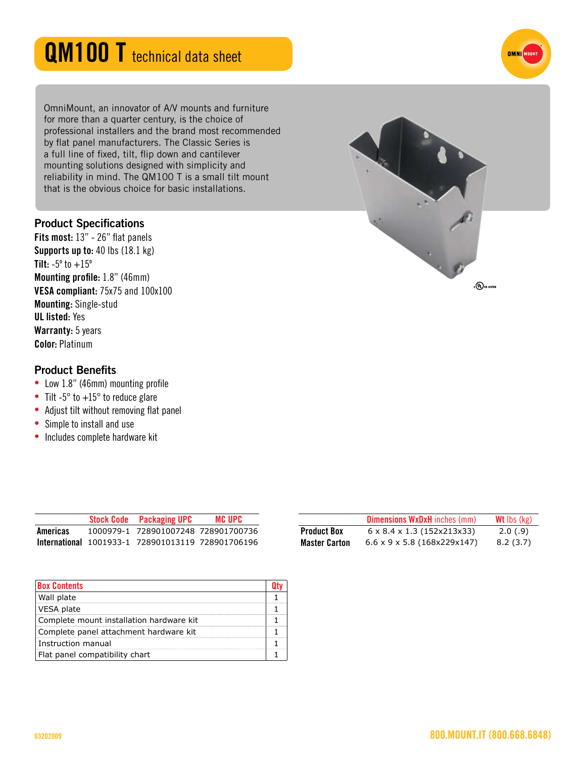# QM100 T technical data sheet

OmniMount, an innovator of A/V mounts and furniture for more than a quarter century, is the choice of professional installers and the brand most recommended by flat panel manufacturers. The Classic Series is a full line of fixed, tilt, flip down and cantilever mounting solutions designed with simplicity and reliability in mind. The QM100 T is a small tilt mount that is the obvious choice for basic installations.

## Product Specifications

**Fits most:** 13" - 26" flat panels
**Supports up to:** 40 lbs (18.1 kg)
**Tilt:** -5° to +15°
**Mounting profile:** 1.8" (46mm)
**VESA compliant:** 75x75 and 100x100
**Mounting:** Single-stud
**UL listed:** Yes
**Warranty:** 5 years
**Color:** Platinum

## Product Benefits

- Low 1.8" (46mm) mounting profile
- Tilt -5° to +15° to reduce glare
- Adjust tilt without removing flat panel
- Simple to install and use
- Includes complete hardware kit

| | Stock Code | Packaging UPC | MC UPC |
|---|---|---|---|
| **Americas** | 1000979-1 | 728901007248 | 728901700736 |
| **International** | 1001933-1 | 728901013119 | 728901706196 |

| | Dimensions WxDxH inches (mm) | Wt lbs (kg) |
|---|---|---|
| **Product Box** | 6 x 8.4 x 1.3 (152x213x33) | 2.0 (.9) |
| **Master Carton** | 6.6 x 9 x 5.8 (168x229x147) | 8.2 (3.7) |

| Box Contents | Qty |
|---|---|
| Wall plate | 1 |
| VESA plate | 1 |
| Complete mount installation hardware kit | 1 |
| Complete panel attachment hardware kit | 1 |
| Instruction manual | 1 |
| Flat panel compatibility chart | 1 |

03202009

800.MOUNT.IT (800.668.6848)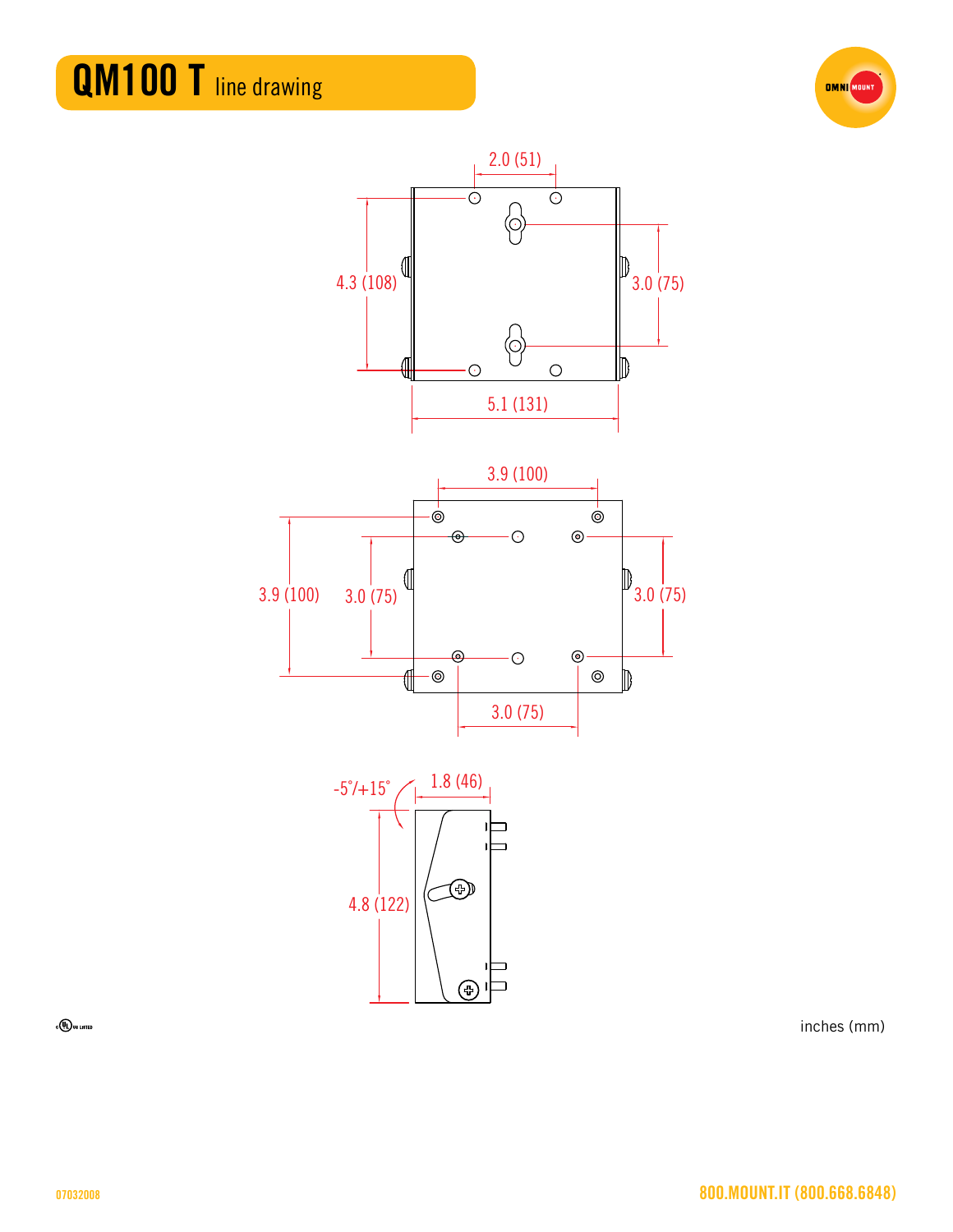# QM100 T line drawing

2.0 (51)

4.3 (108)

3.0 (75)

5.1 (131)

3.9 (100)

3.9 (100)

3.0 (75)

3.0 (75)

3.0 (75)

-5°/+15°

1.8 (46)

4.8 (122)

inches (mm)

07032008